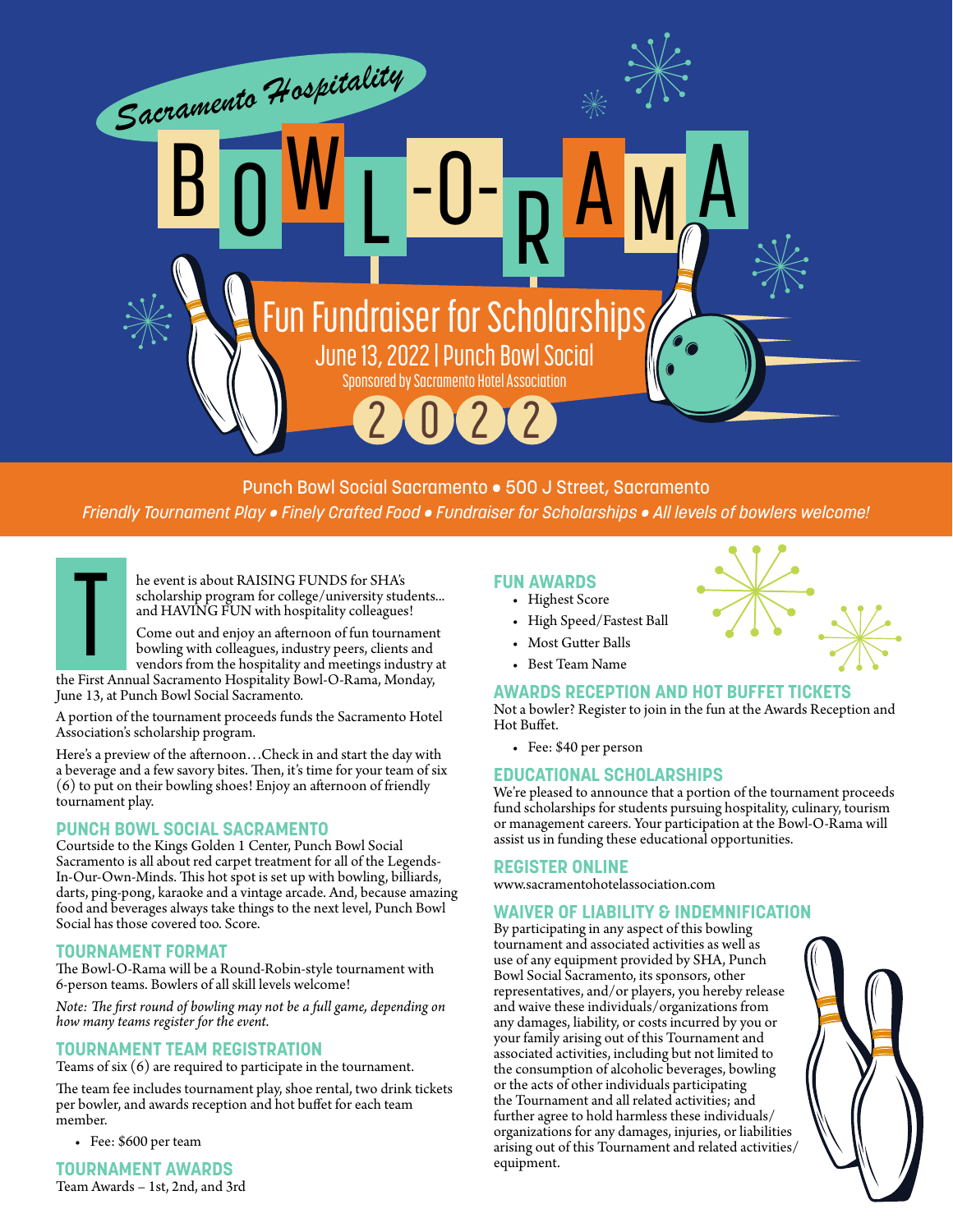# Sacramento Hospitality BOWL-O-RAMA

## Fun Fundraiser for Scholarships

June 13, 2022 | Punch Bowl Social

Sponsored by Sacramento Hotel Association

2022

Punch Bowl Social Sacramento • 500 J Street, Sacramento

*Friendly Tournament Play • Finely Crafted Food • Fundraiser for Scholarships • All levels of bowlers welcome!*

The event is about RAISING FUNDS for SHA's scholarship program for college/university students... and HAVING FUN with hospitality colleagues!

Come out and enjoy an afternoon of fun tournament bowling with colleagues, industry peers, clients and vendors from the hospitality and meetings industry at the First Annual Sacramento Hospitality Bowl-O-Rama, Monday, June 13, at Punch Bowl Social Sacramento.

A portion of the tournament proceeds funds the Sacramento Hotel Association's scholarship program.

Here's a preview of the afternoon…Check in and start the day with a beverage and a few savory bites. Then, it's time for your team of six (6) to put on their bowling shoes! Enjoy an afternoon of friendly tournament play.

### PUNCH BOWL SOCIAL SACRAMENTO

Courtside to the Kings Golden 1 Center, Punch Bowl Social Sacramento is all about red carpet treatment for all of the Legends-In-Our-Own-Minds. This hot spot is set up with bowling, billiards, darts, ping-pong, karaoke and a vintage arcade. And, because amazing food and beverages always take things to the next level, Punch Bowl Social has those covered too. Score.

### TOURNAMENT FORMAT

The Bowl-O-Rama will be a Round-Robin-style tournament with 6-person teams. Bowlers of all skill levels welcome!

*Note: The first round of bowling may not be a full game, depending on how many teams register for the event.*

### TOURNAMENT TEAM REGISTRATION

Teams of six (6) are required to participate in the tournament.

The team fee includes tournament play, shoe rental, two drink tickets per bowler, and awards reception and hot buffet for each team member.

- Fee: $600 per team

### TOURNAMENT AWARDS

Team Awards – 1st, 2nd, and 3rd

### FUN AWARDS

- Highest Score
- High Speed/Fastest Ball
- Most Gutter Balls
- Best Team Name

### AWARDS RECEPTION AND HOT BUFFET TICKETS

Not a bowler? Register to join in the fun at the Awards Reception and Hot Buffet.

- Fee: $40 per person

### EDUCATIONAL SCHOLARSHIPS

We're pleased to announce that a portion of the tournament proceeds fund scholarships for students pursuing hospitality, culinary, tourism or management careers. Your participation at the Bowl-O-Rama will assist us in funding these educational opportunities.

### REGISTER ONLINE

www.sacramentohotelassociation.com

### WAIVER OF LIABILITY & INDEMNIFICATION

By participating in any aspect of this bowling tournament and associated activities as well as use of any equipment provided by SHA, Punch Bowl Social Sacramento, its sponsors, other representatives, and/or players, you hereby release and waive these individuals/organizations from any damages, liability, or costs incurred by you or your family arising out of this Tournament and associated activities, including but not limited to the consumption of alcoholic beverages, bowling or the acts of other individuals participating the Tournament and all related activities; and further agree to hold harmless these individuals/organizations for any damages, injuries, or liabilities arising out of this Tournament and related activities/equipment.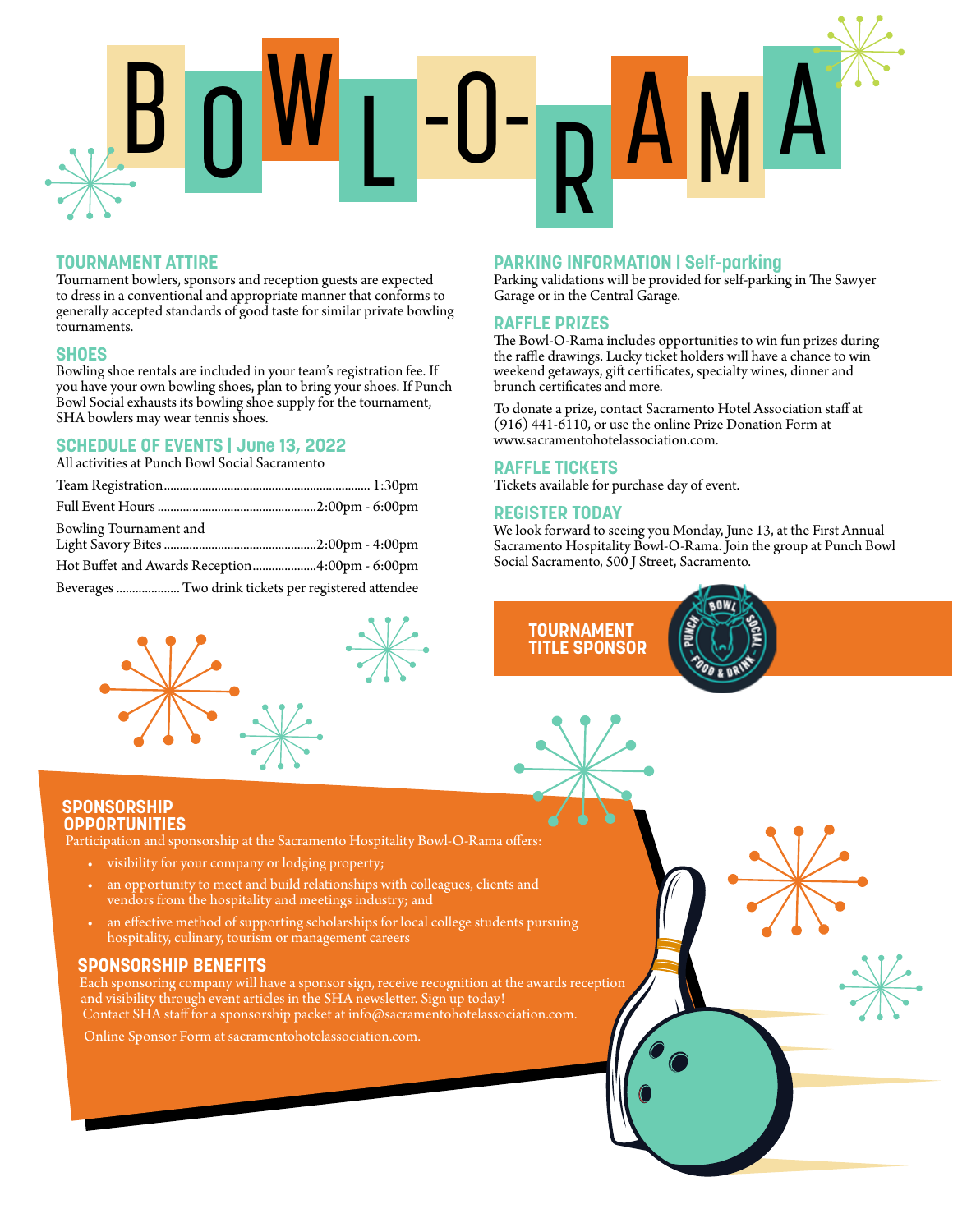# BOWL-O-RAMA

## TOURNAMENT ATTIRE

Tournament bowlers, sponsors and reception guests are expected to dress in a conventional and appropriate manner that conforms to generally accepted standards of good taste for similar private bowling tournaments.

## SHOES

Bowling shoe rentals are included in your team's registration fee. If you have your own bowling shoes, plan to bring your shoes. If Punch Bowl Social exhausts its bowling shoe supply for the tournament, SHA bowlers may wear tennis shoes.

## SCHEDULE OF EVENTS | June 13, 2022

All activities at Punch Bowl Social Sacramento

| Event | Time |
|---|---|
| Team Registration | 1:30pm |
| Full Event Hours | 2:00pm - 6:00pm |
| Bowling Tournament and Light Savory Bites | 2:00pm - 4:00pm |
| Hot Buffet and Awards Reception | 4:00pm - 6:00pm |
| Beverages | Two drink tickets per registered attendee |

## PARKING INFORMATION | Self-parking

Parking validations will be provided for self-parking in The Sawyer Garage or in the Central Garage.

## RAFFLE PRIZES

The Bowl-O-Rama includes opportunities to win fun prizes during the raffle drawings. Lucky ticket holders will have a chance to win weekend getaways, gift certificates, specialty wines, dinner and brunch certificates and more.

To donate a prize, contact Sacramento Hotel Association staff at (916) 441-6110, or use the online Prize Donation Form at www.sacramentohotelassociation.com.

## RAFFLE TICKETS

Tickets available for purchase day of event.

## REGISTER TODAY

We look forward to seeing you Monday, June 13, at the First Annual Sacramento Hospitality Bowl-O-Rama. Join the group at Punch Bowl Social Sacramento, 500 J Street, Sacramento.

**TOURNAMENT TITLE SPONSOR**

PUNCH BOWL SOCIAL – FOOD & DRINK

## SPONSORSHIP OPPORTUNITIES

Participation and sponsorship at the Sacramento Hospitality Bowl-O-Rama offers:

- visibility for your company or lodging property;
- an opportunity to meet and build relationships with colleagues, clients and vendors from the hospitality and meetings industry; and
- an effective method of supporting scholarships for local college students pursuing hospitality, culinary, tourism or management careers

## SPONSORSHIP BENEFITS

Each sponsoring company will have a sponsor sign, receive recognition at the awards reception and visibility through event articles in the SHA newsletter. Sign up today! Contact SHA staff for a sponsorship packet at info@sacramentohotelassociation.com.

Online Sponsor Form at sacramentohotelassociation.com.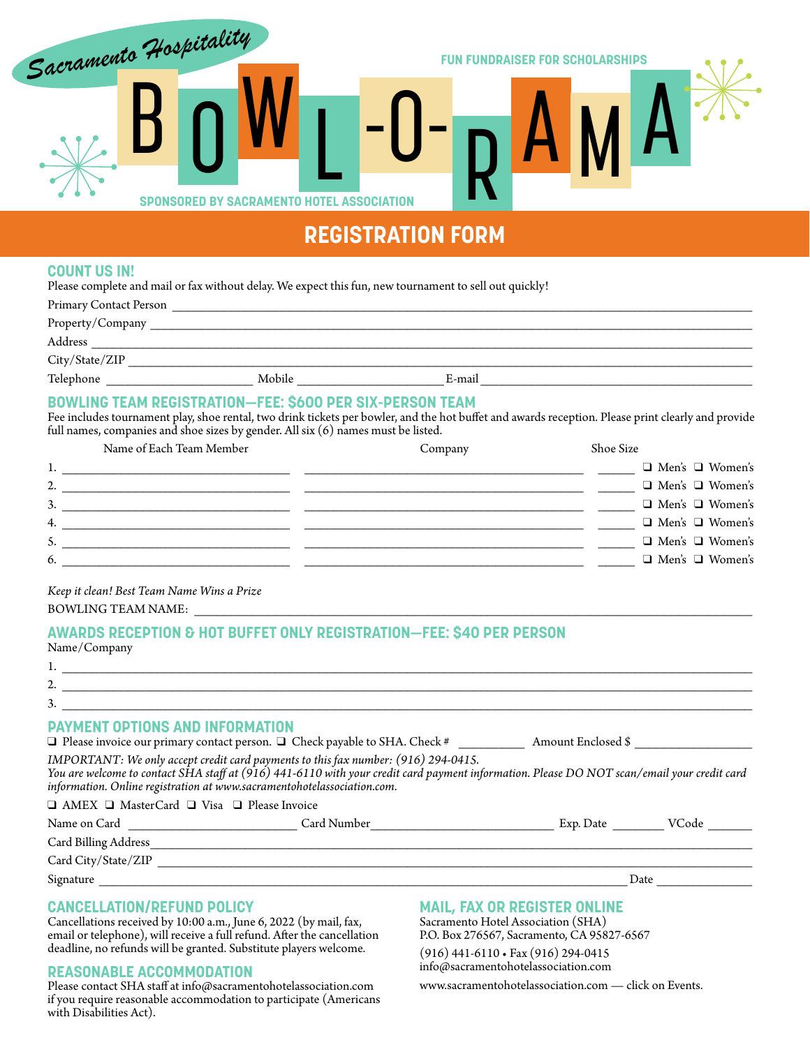Sacramento Hospitality

FUN FUNDRAISER FOR SCHOLARSHIPS

# BOWL-O-RAMA

SPONSORED BY SACRAMENTO HOTEL ASSOCIATION

## REGISTRATION FORM

### COUNT US IN!

Please complete and mail or fax without delay. We expect this fun, new tournament to sell out quickly!

Primary Contact Person \_\_\_\_\_\_\_\_\_\_\_\_\_\_\_\_\_\_\_\_\_\_\_\_\_\_\_\_\_\_\_\_

Property/Company \_\_\_\_\_\_\_\_\_\_\_\_\_\_\_\_\_\_\_\_\_\_\_\_\_\_\_\_\_\_\_\_

Address \_\_\_\_\_\_\_\_\_\_\_\_\_\_\_\_\_\_\_\_\_\_\_\_\_\_\_\_\_\_\_\_

City/State/ZIP \_\_\_\_\_\_\_\_\_\_\_\_\_\_\_\_\_\_\_\_\_\_\_\_\_\_\_\_\_\_\_\_

Telephone \_\_\_\_\_\_\_\_\_\_\_\_ Mobile \_\_\_\_\_\_\_\_\_\_\_\_ E-mail \_\_\_\_\_\_\_\_\_\_\_\_\_\_\_\_

### BOWLING TEAM REGISTRATION—FEE: $600 PER SIX-PERSON TEAM

Fee includes tournament play, shoe rental, two drink tickets per bowler, and the hot buffet and awards reception. Please print clearly and provide full names, companies and shoe sizes by gender. All six (6) names must be listed.

| | Name of Each Team Member | Company | Shoe Size | |
|---|---|---|---|---|
| 1. | | | | ❑ Men's ❑ Women's |
| 2. | | | | ❑ Men's ❑ Women's |
| 3. | | | | ❑ Men's ❑ Women's |
| 4. | | | | ❑ Men's ❑ Women's |
| 5. | | | | ❑ Men's ❑ Women's |
| 6. | | | | ❑ Men's ❑ Women's |

*Keep it clean! Best Team Name Wins a Prize*

BOWLING TEAM NAME: \_\_\_\_\_\_\_\_\_\_\_\_\_\_\_\_\_\_\_\_\_\_\_\_\_\_\_\_\_\_\_\_

### AWARDS RECEPTION & HOT BUFFET ONLY REGISTRATION—FEE: $40 PER PERSON

Name/Company

1. \_\_\_\_\_\_\_\_\_\_\_\_\_\_\_\_\_\_\_\_\_\_\_\_\_\_\_\_\_\_\_\_
2. \_\_\_\_\_\_\_\_\_\_\_\_\_\_\_\_\_\_\_\_\_\_\_\_\_\_\_\_\_\_\_\_
3. \_\_\_\_\_\_\_\_\_\_\_\_\_\_\_\_\_\_\_\_\_\_\_\_\_\_\_\_\_\_\_\_

### PAYMENT OPTIONS AND INFORMATION

❑ Please invoice our primary contact person. ❑ Check payable to SHA. Check # \_\_\_\_\_\_\_\_ Amount Enclosed $ \_\_\_\_\_\_\_\_

*IMPORTANT: We only accept credit card payments to this fax number: (916) 294-0415. You are welcome to contact SHA staff at (916) 441-6110 with your credit card payment information. Please DO NOT scan/email your credit card information. Online registration at www.sacramentohotelassociation.com.*

❑ AMEX ❑ MasterCard ❑ Visa ❑ Please Invoice

Name on Card \_\_\_\_\_\_\_\_\_\_\_\_ Card Number \_\_\_\_\_\_\_\_\_\_\_\_ Exp. Date \_\_\_\_\_\_ VCode \_\_\_\_\_\_

Card Billing Address \_\_\_\_\_\_\_\_\_\_\_\_\_\_\_\_\_\_\_\_\_\_\_\_\_\_\_\_\_\_\_\_

Card City/State/ZIP \_\_\_\_\_\_\_\_\_\_\_\_\_\_\_\_\_\_\_\_\_\_\_\_\_\_\_\_\_\_\_\_

Signature \_\_\_\_\_\_\_\_\_\_\_\_\_\_\_\_\_\_\_\_\_\_\_\_ Date \_\_\_\_\_\_\_\_

### CANCELLATION/REFUND POLICY

Cancellations received by 10:00 a.m., June 6, 2022 (by mail, fax, email or telephone), will receive a full refund. After the cancellation deadline, no refunds will be granted. Substitute players welcome.

### REASONABLE ACCOMMODATION

Please contact SHA staff at info@sacramentohotelassociation.com if you require reasonable accommodation to participate (Americans with Disabilities Act).

### MAIL, FAX OR REGISTER ONLINE

Sacramento Hotel Association (SHA)
P.O. Box 276567, Sacramento, CA 95827-6567

(916) 441-6110 • Fax (916) 294-0415
info@sacramentohotelassociation.com

www.sacramentohotelassociation.com — click on Events.